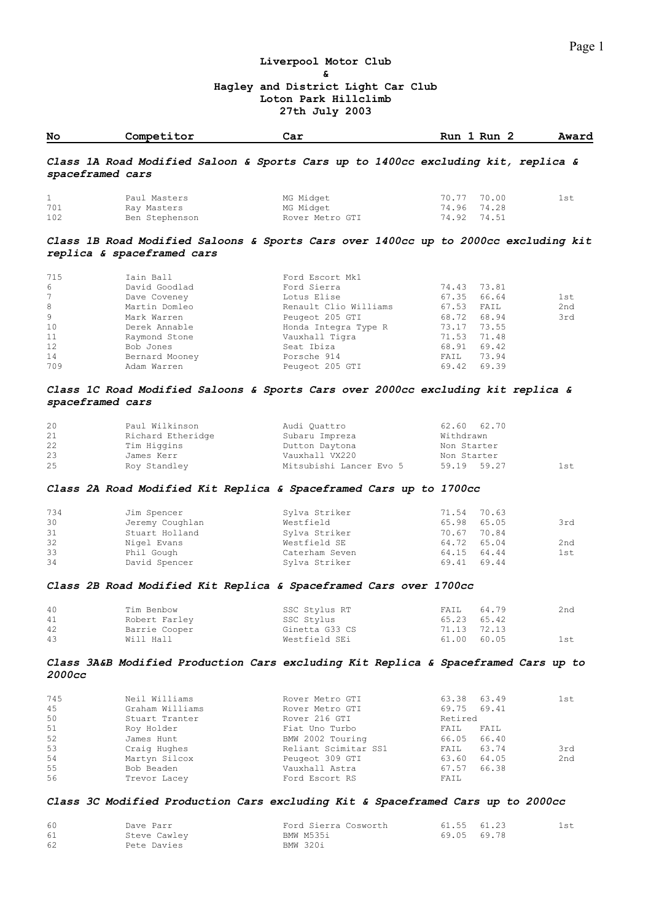# Liverpool Motor Club
# &
# Hagley and District Light Car Club
# Loton Park Hillclimb
# 27th July 2003

| No | Competitor | Car | Run 1 | Run 2 | Award |
|---|---|---|---|---|---|

### *Class 1A Road Modified Saloon & Sports Cars up to 1400cc excluding kit, replica & spaceframed cars*

| No | Competitor | Car | Run 1 | Run 2 | Award |
|---|---|---|---|---|---|
| 1 | Paul Masters | MG Midget | 70.77 | 70.00 | 1st |
| 701 | Ray Masters | MG Midget | 74.96 | 74.28 | |
| 102 | Ben Stephenson | Rover Metro GTI | 74.92 | 74.51 | |

### *Class 1B Road Modified Saloons & Sports Cars over 1400cc up to 2000cc excluding kit replica & spaceframed cars*

| No | Competitor | Car | Run 1 | Run 2 | Award |
|---|---|---|---|---|---|
| 715 | Iain Ball | Ford Escort Mk1 | | | |
| 6 | David Goodlad | Ford Sierra | 74.43 | 73.81 | |
| 7 | Dave Coveney | Lotus Elise | 67.35 | 66.64 | 1st |
| 8 | Martin Domleo | Renault Clio Williams | 67.53 | FAIL | 2nd |
| 9 | Mark Warren | Peugeot 205 GTI | 68.72 | 68.94 | 3rd |
| 10 | Derek Annable | Honda Integra Type R | 73.17 | 73.55 | |
| 11 | Raymond Stone | Vauxhall Tigra | 71.53 | 71.48 | |
| 12 | Bob Jones | Seat Ibiza | 68.91 | 69.42 | |
| 14 | Bernard Mooney | Porsche 914 | FAIL | 73.94 | |
| 709 | Adam Warren | Peugeot 205 GTI | 69.42 | 69.39 | |

### *Class 1C Road Modified Saloons & Sports Cars over 2000cc excluding kit replica & spaceframed cars*

| No | Competitor | Car | Run 1 | Run 2 | Award |
|---|---|---|---|---|---|
| 20 | Paul Wilkinson | Audi Quattro | 62.60 | 62.70 | |
| 21 | Richard Etheridge | Subaru Impreza | Withdrawn | | |
| 22 | Tim Higgins | Dutton Daytona | Non Starter | | |
| 23 | James Kerr | Vauxhall VX220 | Non Starter | | |
| 25 | Roy Standley | Mitsubishi Lancer Evo 5 | 59.19 | 59.27 | 1st |

### *Class 2A Road Modified Kit Replica & Spaceframed Cars up to 1700cc*

| No | Competitor | Car | Run 1 | Run 2 | Award |
|---|---|---|---|---|---|
| 734 | Jim Spencer | Sylva Striker | 71.54 | 70.63 | |
| 30 | Jeremy Coughlan | Westfield | 65.98 | 65.05 | 3rd |
| 31 | Stuart Holland | Sylva Striker | 70.67 | 70.84 | |
| 32 | Nigel Evans | Westfield SE | 64.72 | 65.04 | 2nd |
| 33 | Phil Gough | Caterham Seven | 64.15 | 64.44 | 1st |
| 34 | David Spencer | Sylva Striker | 69.41 | 69.44 | |

### *Class 2B Road Modified Kit Replica & Spaceframed Cars over 1700cc*

| No | Competitor | Car | Run 1 | Run 2 | Award |
|---|---|---|---|---|---|
| 40 | Tim Benbow | SSC Stylus RT | FAIL | 64.79 | 2nd |
| 41 | Robert Farley | SSC Stylus | 65.23 | 65.42 | |
| 42 | Barrie Cooper | Ginetta G33 CS | 71.13 | 72.13 | |
| 43 | Will Hall | Westfield SEi | 61.00 | 60.05 | 1st |

### *Class 3A&B Modified Production Cars excluding Kit Replica & Spaceframed Cars up to 2000cc*

| No | Competitor | Car | Run 1 | Run 2 | Award |
|---|---|---|---|---|---|
| 745 | Neil Williams | Rover Metro GTI | 63.38 | 63.49 | 1st |
| 45 | Graham Williams | Rover Metro GTI | 69.75 | 69.41 | |
| 50 | Stuart Tranter | Rover 216 GTI | Retired | | |
| 51 | Roy Holder | Fiat Uno Turbo | FAIL | FAIL | |
| 52 | James Hunt | BMW 2002 Touring | 66.05 | 66.40 | |
| 53 | Craig Hughes | Reliant Scimitar SS1 | FAIL | 63.74 | 3rd |
| 54 | Martyn Silcox | Peugeot 309 GTI | 63.60 | 64.05 | 2nd |
| 55 | Bob Beaden | Vauxhall Astra | 67.57 | 66.38 | |
| 56 | Trevor Lacey | Ford Escort RS | FAIL | | |

### *Class 3C Modified Production Cars excluding Kit & Spaceframed Cars up to 2000cc*

| No | Competitor | Car | Run 1 | Run 2 | Award |
|---|---|---|---|---|---|
| 60 | Dave Parr | Ford Sierra Cosworth | 61.55 | 61.23 | 1st |
| 61 | Steve Cawley | BMW M535i | 69.05 | 69.78 | |
| 62 | Pete Davies | BMW 320i | | | |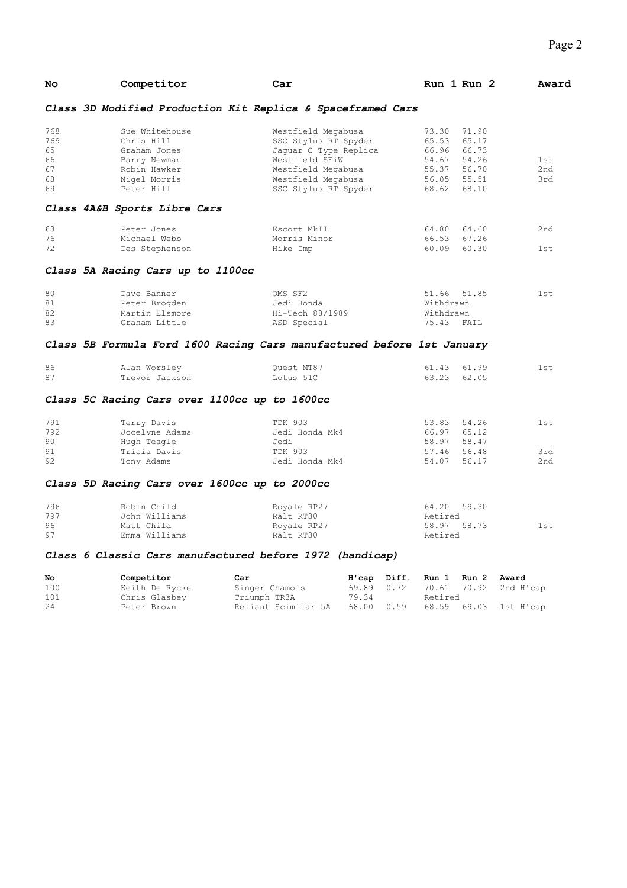| No | Competitor | Car | Run 1 | Run 2 | Award |
|---|---|---|---|---|---|

### *Class 3D Modified Production Kit Replica & Spaceframed Cars*

| No | Competitor | Car | Run 1 | Run 2 | Award |
|---|---|---|---|---|---|
| 768 | Sue Whitehouse | Westfield Megabusa | 73.30 | 71.90 | |
| 769 | Chris Hill | SSC Stylus RT Spyder | 65.53 | 65.17 | |
| 65 | Graham Jones | Jaguar C Type Replica | 66.96 | 66.73 | |
| 66 | Barry Newman | Westfield SEiW | 54.67 | 54.26 | 1st |
| 67 | Robin Hawker | Westfield Megabusa | 55.37 | 56.70 | 2nd |
| 68 | Nigel Morris | Westfield Megabusa | 56.05 | 55.51 | 3rd |
| 69 | Peter Hill | SSC Stylus RT Spyder | 68.62 | 68.10 | |

### *Class 4A&B Sports Libre Cars*

| No | Competitor | Car | Run 1 | Run 2 | Award |
|---|---|---|---|---|---|
| 63 | Peter Jones | Escort MkII | 64.80 | 64.60 | 2nd |
| 76 | Michael Webb | Morris Minor | 66.53 | 67.26 | |
| 72 | Des Stephenson | Hike Imp | 60.09 | 60.30 | 1st |

### *Class 5A Racing Cars up to 1100cc*

| No | Competitor | Car | Run 1 | Run 2 | Award |
|---|---|---|---|---|---|
| 80 | Dave Banner | OMS SF2 | 51.66 | 51.85 | 1st |
| 81 | Peter Brogden | Jedi Honda | Withdrawn | | |
| 82 | Martin Elsmore | Hi-Tech 88/1989 | Withdrawn | | |
| 83 | Graham Little | ASD Special | 75.43 | FAIL | |

### *Class 5B Formula Ford 1600 Racing Cars manufactured before 1st January*

| No | Competitor | Car | Run 1 | Run 2 | Award |
|---|---|---|---|---|---|
| 86 | Alan Worsley | Quest MT87 | 61.43 | 61.99 | 1st |
| 87 | Trevor Jackson | Lotus 51C | 63.23 | 62.05 | |

### *Class 5C Racing Cars over 1100cc up to 1600cc*

| No | Competitor | Car | Run 1 | Run 2 | Award |
|---|---|---|---|---|---|
| 791 | Terry Davis | TDK 903 | 53.83 | 54.26 | 1st |
| 792 | Jocelyne Adams | Jedi Honda Mk4 | 66.97 | 65.12 | |
| 90 | Hugh Teagle | Jedi | 58.97 | 58.47 | |
| 91 | Tricia Davis | TDK 903 | 57.46 | 56.48 | 3rd |
| 92 | Tony Adams | Jedi Honda Mk4 | 54.07 | 56.17 | 2nd |

### *Class 5D Racing Cars over 1600cc up to 2000cc*

| No | Competitor | Car | Run 1 | Run 2 | Award |
|---|---|---|---|---|---|
| 796 | Robin Child | Royale RP27 | 64.20 | 59.30 | |
| 797 | John Williams | Ralt RT30 | Retired | | |
| 96 | Matt Child | Royale RP27 | 58.97 | 58.73 | 1st |
| 97 | Emma Williams | Ralt RT30 | Retired | | |

### *Class 6 Classic Cars manufactured before 1972 (handicap)*

| No | Competitor | Car | H'cap | Diff. | Run 1 | Run 2 | Award |
|---|---|---|---|---|---|---|---|
| 100 | Keith De Rycke | Singer Chamois | 69.89 | 0.72 | 70.61 | 70.92 | 2nd H'cap |
| 101 | Chris Glasbey | Triumph TR3A | 79.34 | | Retired | | |
| 24 | Peter Brown | Reliant Scimitar 5A | 68.00 | 0.59 | 68.59 | 69.03 | 1st H'cap |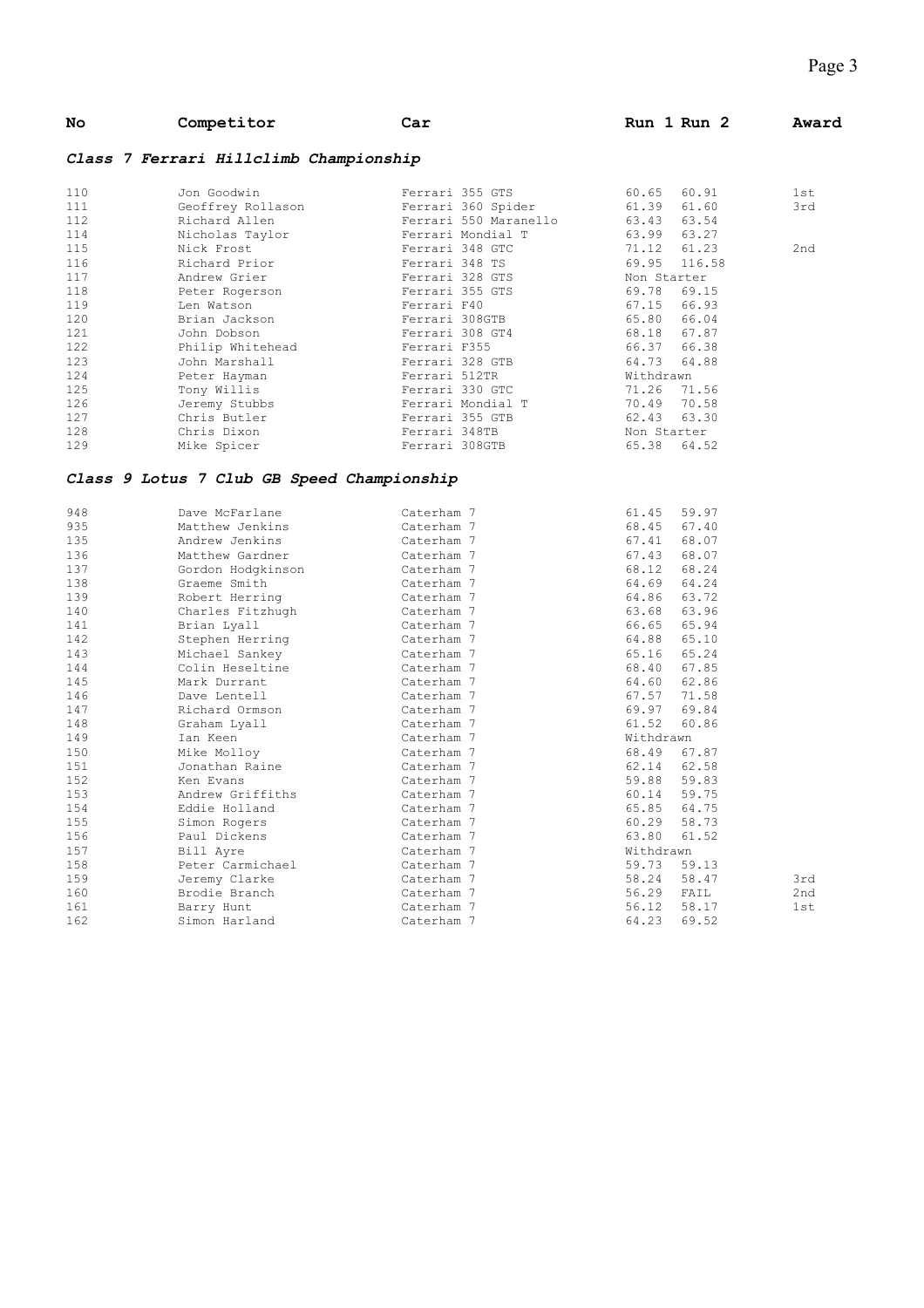| No | Competitor | Car | Run 1 | Run 2 | Award |
|---|---|---|---|---|---|

### *Class 7 Ferrari Hillclimb Championship*

| No | Competitor | Car | Run 1 | Run 2 | Award |
|---|---|---|---|---|---|
| 110 | Jon Goodwin | Ferrari 355 GTS | 60.65 | 60.91 | 1st |
| 111 | Geoffrey Rollason | Ferrari 360 Spider | 61.39 | 61.60 | 3rd |
| 112 | Richard Allen | Ferrari 550 Maranello | 63.43 | 63.54 | |
| 114 | Nicholas Taylor | Ferrari Mondial T | 63.99 | 63.27 | |
| 115 | Nick Frost | Ferrari 348 GTC | 71.12 | 61.23 | 2nd |
| 116 | Richard Prior | Ferrari 348 TS | 69.95 | 116.58 | |
| 117 | Andrew Grier | Ferrari 328 GTS | Non Starter | | |
| 118 | Peter Rogerson | Ferrari 355 GTS | 69.78 | 69.15 | |
| 119 | Len Watson | Ferrari F40 | 67.15 | 66.93 | |
| 120 | Brian Jackson | Ferrari 308GTB | 65.80 | 66.04 | |
| 121 | John Dobson | Ferrari 308 GT4 | 68.18 | 67.87 | |
| 122 | Philip Whitehead | Ferrari F355 | 66.37 | 66.38 | |
| 123 | John Marshall | Ferrari 328 GTB | 64.73 | 64.88 | |
| 124 | Peter Hayman | Ferrari 512TR | Withdrawn | | |
| 125 | Tony Willis | Ferrari 330 GTC | 71.26 | 71.56 | |
| 126 | Jeremy Stubbs | Ferrari Mondial T | 70.49 | 70.58 | |
| 127 | Chris Butler | Ferrari 355 GTB | 62.43 | 63.30 | |
| 128 | Chris Dixon | Ferrari 348TB | Non Starter | | |
| 129 | Mike Spicer | Ferrari 308GTB | 65.38 | 64.52 | |

### *Class 9 Lotus 7 Club GB Speed Championship*

| No | Competitor | Car | Run 1 | Run 2 | Award |
|---|---|---|---|---|---|
| 948 | Dave McFarlane | Caterham 7 | 61.45 | 59.97 | |
| 935 | Matthew Jenkins | Caterham 7 | 68.45 | 67.40 | |
| 135 | Andrew Jenkins | Caterham 7 | 67.41 | 68.07 | |
| 136 | Matthew Gardner | Caterham 7 | 67.43 | 68.07 | |
| 137 | Gordon Hodgkinson | Caterham 7 | 68.12 | 68.24 | |
| 138 | Graeme Smith | Caterham 7 | 64.69 | 64.24 | |
| 139 | Robert Herring | Caterham 7 | 64.86 | 63.72 | |
| 140 | Charles Fitzhugh | Caterham 7 | 63.68 | 63.96 | |
| 141 | Brian Lyall | Caterham 7 | 66.65 | 65.94 | |
| 142 | Stephen Herring | Caterham 7 | 64.88 | 65.10 | |
| 143 | Michael Sankey | Caterham 7 | 65.16 | 65.24 | |
| 144 | Colin Heseltine | Caterham 7 | 68.40 | 67.85 | |
| 145 | Mark Durrant | Caterham 7 | 64.60 | 62.86 | |
| 146 | Dave Lentell | Caterham 7 | 67.57 | 71.58 | |
| 147 | Richard Ormson | Caterham 7 | 69.97 | 69.84 | |
| 148 | Graham Lyall | Caterham 7 | 61.52 | 60.86 | |
| 149 | Ian Keen | Caterham 7 | Withdrawn | | |
| 150 | Mike Molloy | Caterham 7 | 68.49 | 67.87 | |
| 151 | Jonathan Raine | Caterham 7 | 62.14 | 62.58 | |
| 152 | Ken Evans | Caterham 7 | 59.88 | 59.83 | |
| 153 | Andrew Griffiths | Caterham 7 | 60.14 | 59.75 | |
| 154 | Eddie Holland | Caterham 7 | 65.85 | 64.75 | |
| 155 | Simon Rogers | Caterham 7 | 60.29 | 58.73 | |
| 156 | Paul Dickens | Caterham 7 | 63.80 | 61.52 | |
| 157 | Bill Ayre | Caterham 7 | Withdrawn | | |
| 158 | Peter Carmichael | Caterham 7 | 59.73 | 59.13 | |
| 159 | Jeremy Clarke | Caterham 7 | 58.24 | 58.47 | 3rd |
| 160 | Brodie Branch | Caterham 7 | 56.29 | FAIL | 2nd |
| 161 | Barry Hunt | Caterham 7 | 56.12 | 58.17 | 1st |
| 162 | Simon Harland | Caterham 7 | 64.23 | 69.52 | |